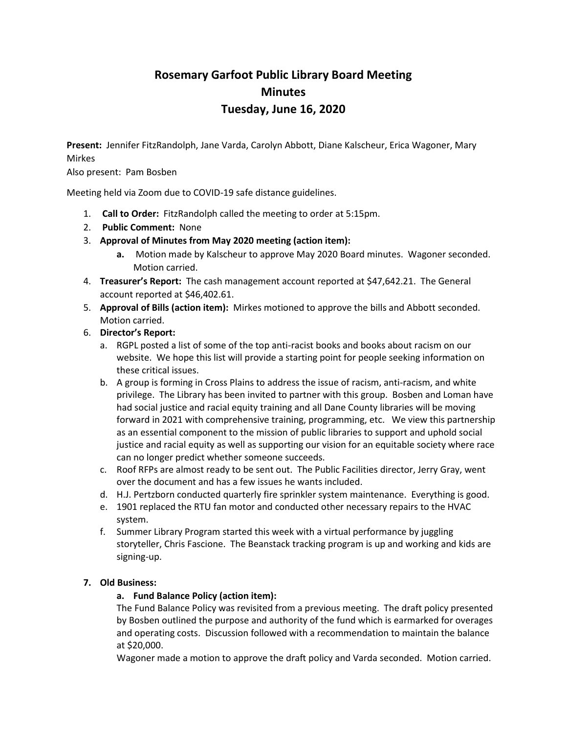# Rosemary Garfoot Public Library Board Meeting
# Minutes
# Tuesday, June 16, 2020

**Present:** Jennifer FitzRandolph, Jane Varda, Carolyn Abbott, Diane Kalscheur, Erica Wagoner, Mary Mirkes
Also present: Pam Bosben

Meeting held via Zoom due to COVID-19 safe distance guidelines.

1. **Call to Order:** FitzRandolph called the meeting to order at 5:15pm.
2. **Public Comment:** None
3. **Approval of Minutes from May 2020 meeting (action item):**
   a. Motion made by Kalscheur to approve May 2020 Board minutes. Wagoner seconded. Motion carried.
4. **Treasurer's Report:** The cash management account reported at $47,642.21. The General account reported at $46,402.61.
5. **Approval of Bills (action item):** Mirkes motioned to approve the bills and Abbott seconded. Motion carried.
6. **Director's Report:**
   a. RGPL posted a list of some of the top anti-racist books and books about racism on our website. We hope this list will provide a starting point for people seeking information on these critical issues.
   b. A group is forming in Cross Plains to address the issue of racism, anti-racism, and white privilege. The Library has been invited to partner with this group. Bosben and Loman have had social justice and racial equity training and all Dane County libraries will be moving forward in 2021 with comprehensive training, programming, etc. We view this partnership as an essential component to the mission of public libraries to support and uphold social justice and racial equity as well as supporting our vision for an equitable society where race can no longer predict whether someone succeeds.
   c. Roof RFPs are almost ready to be sent out. The Public Facilities director, Jerry Gray, went over the document and has a few issues he wants included.
   d. H.J. Pertzborn conducted quarterly fire sprinkler system maintenance. Everything is good.
   e. 1901 replaced the RTU fan motor and conducted other necessary repairs to the HVAC system.
   f. Summer Library Program started this week with a virtual performance by juggling storyteller, Chris Fascione. The Beanstack tracking program is up and working and kids are signing-up.

7. **Old Business:**
   a. **Fund Balance Policy (action item):**
      The Fund Balance Policy was revisited from a previous meeting. The draft policy presented by Bosben outlined the purpose and authority of the fund which is earmarked for overages and operating costs. Discussion followed with a recommendation to maintain the balance at $20,000.
      Wagoner made a motion to approve the draft policy and Varda seconded. Motion carried.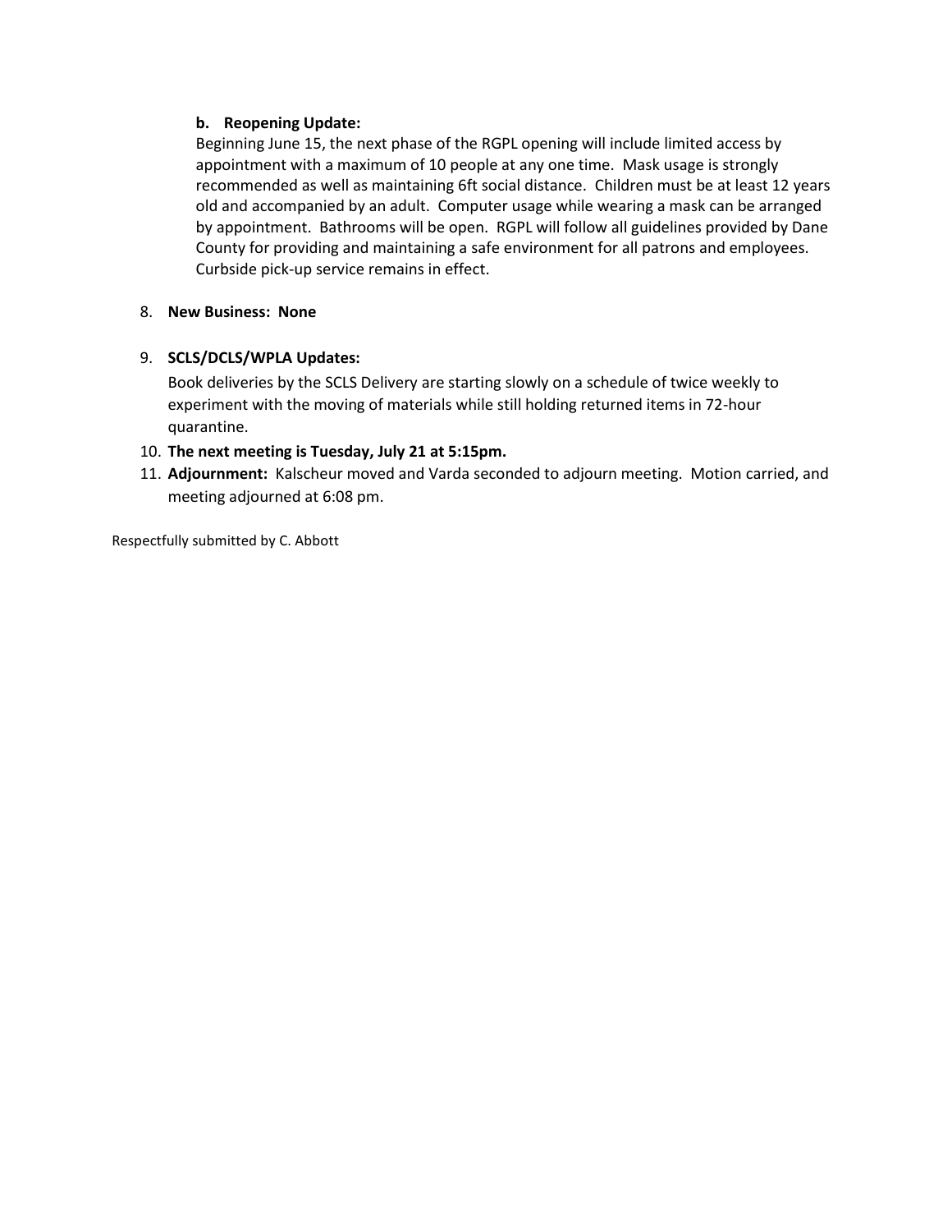**b. Reopening Update:**

Beginning June 15, the next phase of the RGPL opening will include limited access by appointment with a maximum of 10 people at any one time. Mask usage is strongly recommended as well as maintaining 6ft social distance. Children must be at least 12 years old and accompanied by an adult. Computer usage while wearing a mask can be arranged by appointment. Bathrooms will be open. RGPL will follow all guidelines provided by Dane County for providing and maintaining a safe environment for all patrons and employees. Curbside pick-up service remains in effect.

8. **New Business: None**

9. **SCLS/DCLS/WPLA Updates:**

   Book deliveries by the SCLS Delivery are starting slowly on a schedule of twice weekly to experiment with the moving of materials while still holding returned items in 72-hour quarantine.

10. **The next meeting is Tuesday, July 21 at 5:15pm.**

11. **Adjournment:** Kalscheur moved and Varda seconded to adjourn meeting. Motion carried, and meeting adjourned at 6:08 pm.

Respectfully submitted by C. Abbott